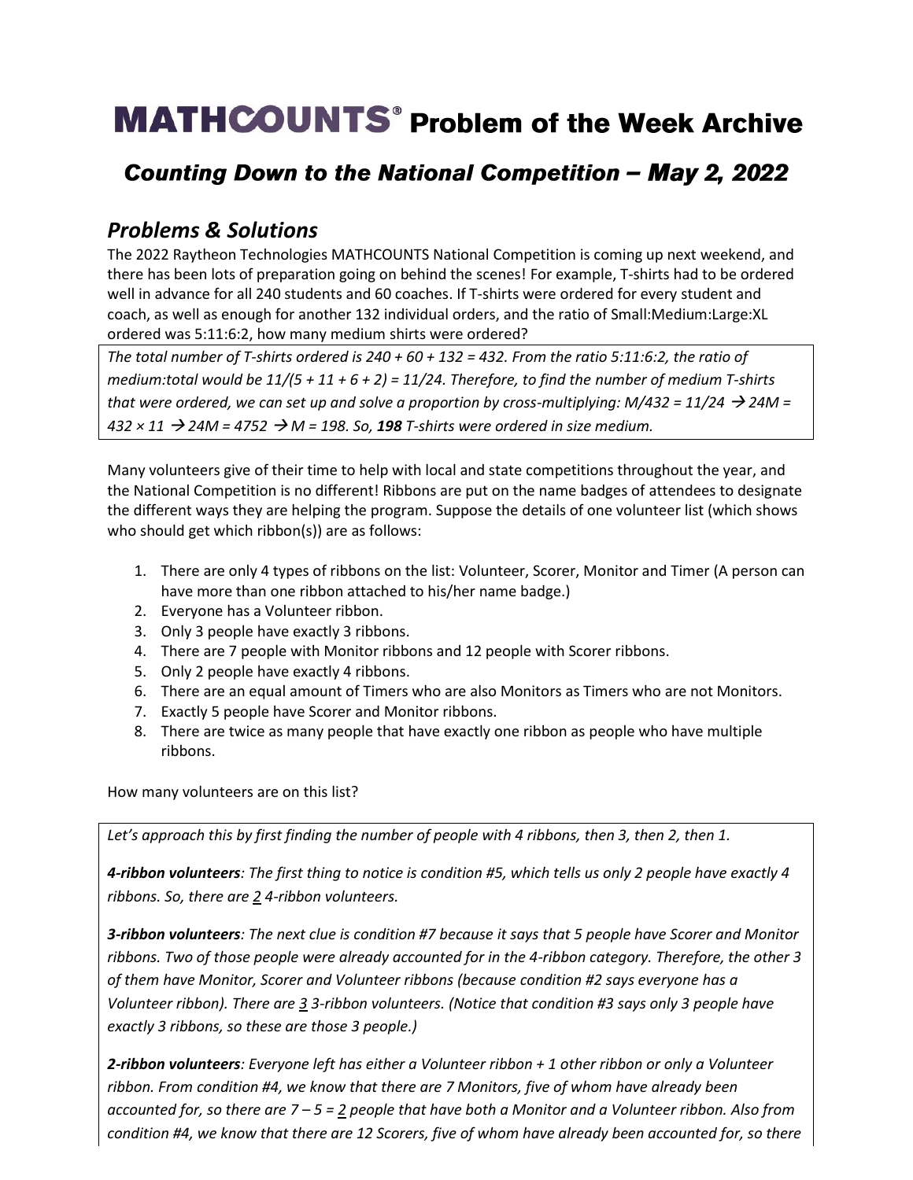# MATHCOUNTS® Problem of the Week Archive

## *Counting Down to the National Competition – May 2, 2022*

### *Problems & Solutions*

The 2022 Raytheon Technologies MATHCOUNTS National Competition is coming up next weekend, and there has been lots of preparation going on behind the scenes! For example, T-shirts had to be ordered well in advance for all 240 students and 60 coaches. If T-shirts were ordered for every student and coach, as well as enough for another 132 individual orders, and the ratio of Small:Medium:Large:XL ordered was 5:11:6:2, how many medium shirts were ordered?

*The total number of T-shirts ordered is 240 + 60 + 132 = 432. From the ratio 5:11:6:2, the ratio of medium:total would be 11/(5 + 11 + 6 + 2) = 11/24. Therefore, to find the number of medium T-shirts that were ordered, we can set up and solve a proportion by cross-multiplying: M/432 = 11/24 → 24M = 432 × 11 → 24M = 4752 → M = 198. So,* ***198*** *T-shirts were ordered in size medium.*

Many volunteers give of their time to help with local and state competitions throughout the year, and the National Competition is no different! Ribbons are put on the name badges of attendees to designate the different ways they are helping the program. Suppose the details of one volunteer list (which shows who should get which ribbon(s)) are as follows:

1. There are only 4 types of ribbons on the list: Volunteer, Scorer, Monitor and Timer (A person can have more than one ribbon attached to his/her name badge.)
2. Everyone has a Volunteer ribbon.
3. Only 3 people have exactly 3 ribbons.
4. There are 7 people with Monitor ribbons and 12 people with Scorer ribbons.
5. Only 2 people have exactly 4 ribbons.
6. There are an equal amount of Timers who are also Monitors as Timers who are not Monitors.
7. Exactly 5 people have Scorer and Monitor ribbons.
8. There are twice as many people that have exactly one ribbon as people who have multiple ribbons.

How many volunteers are on this list?

*Let's approach this by first finding the number of people with 4 ribbons, then 3, then 2, then 1.*

***4-ribbon volunteers****: The first thing to notice is condition #5, which tells us only 2 people have exactly 4 ribbons. So, there are 2 4-ribbon volunteers.*

***3-ribbon volunteers****: The next clue is condition #7 because it says that 5 people have Scorer and Monitor ribbons. Two of those people were already accounted for in the 4-ribbon category. Therefore, the other 3 of them have Monitor, Scorer and Volunteer ribbons (because condition #2 says everyone has a Volunteer ribbon). There are 3 3-ribbon volunteers. (Notice that condition #3 says only 3 people have exactly 3 ribbons, so these are those 3 people.)*

***2-ribbon volunteers****: Everyone left has either a Volunteer ribbon + 1 other ribbon or only a Volunteer ribbon. From condition #4, we know that there are 7 Monitors, five of whom have already been accounted for, so there are 7 – 5 = 2 people that have both a Monitor and a Volunteer ribbon. Also from condition #4, we know that there are 12 Scorers, five of whom have already been accounted for, so there*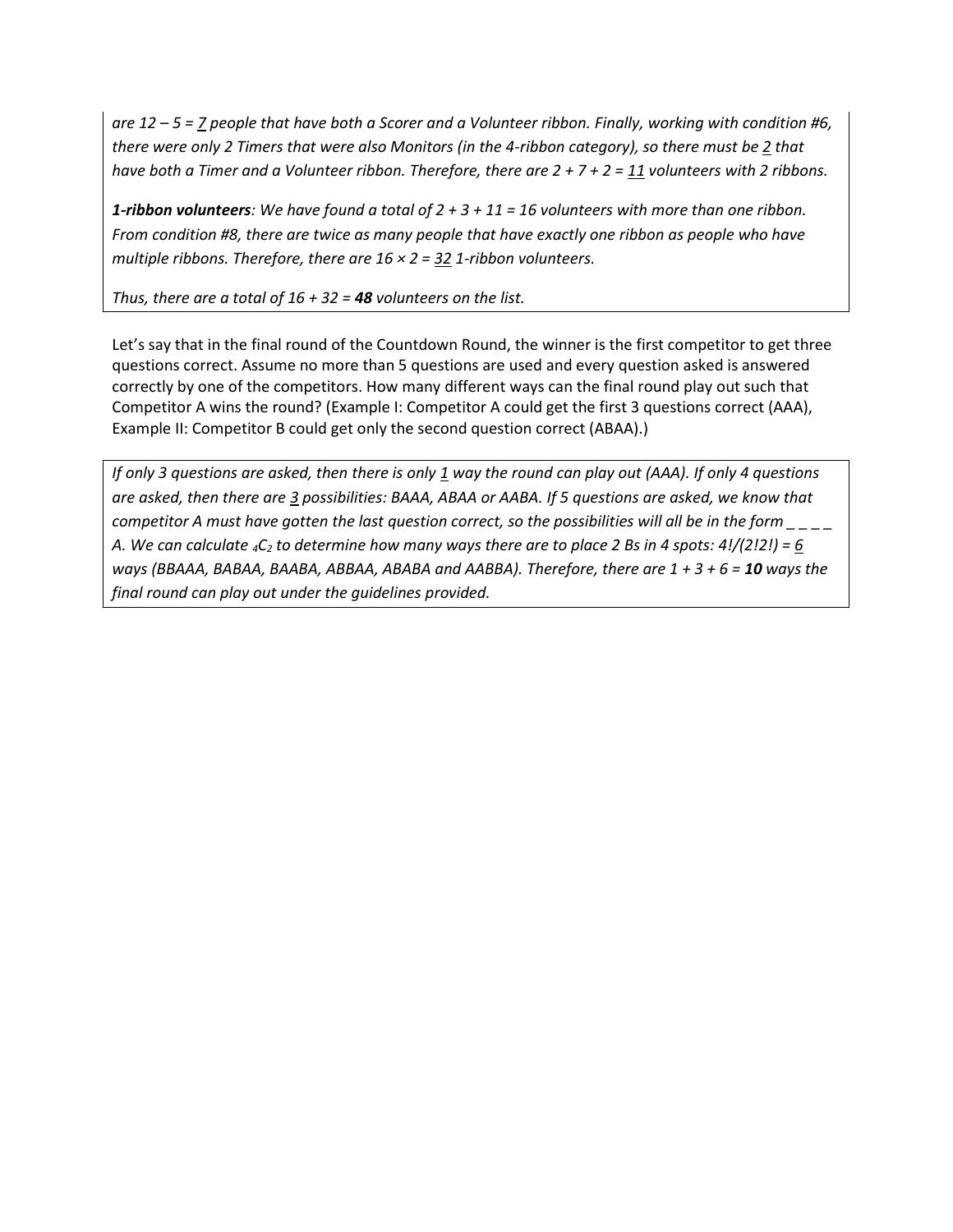*are 12 – 5 = <u>7</u> people that have both a Scorer and a Volunteer ribbon. Finally, working with condition #6, there were only 2 Timers that were also Monitors (in the 4-ribbon category), so there must be <u>2</u> that have both a Timer and a Volunteer ribbon. Therefore, there are 2 + 7 + 2 = <u>11</u> volunteers with 2 ribbons.*

***1-ribbon volunteers**: We have found a total of 2 + 3 + 11 = 16 volunteers with more than one ribbon. From condition #8, there are twice as many people that have exactly one ribbon as people who have multiple ribbons. Therefore, there are 16 × 2 = <u>32</u> 1-ribbon volunteers.*

*Thus, there are a total of 16 + 32 = **48** volunteers on the list.*

Let's say that in the final round of the Countdown Round, the winner is the first competitor to get three questions correct. Assume no more than 5 questions are used and every question asked is answered correctly by one of the competitors. How many different ways can the final round play out such that Competitor A wins the round? (Example I: Competitor A could get the first 3 questions correct (AAA), Example II: Competitor B could get only the second question correct (ABAA).)

*If only 3 questions are asked, then there is only <u>1</u> way the round can play out (AAA). If only 4 questions are asked, then there are <u>3</u> possibilities: BAAA, ABAA or AABA. If 5 questions are asked, we know that competitor A must have gotten the last question correct, so the possibilities will all be in the form _ _ _ _ A. We can calculate ${}_4C_2$ to determine how many ways there are to place 2 Bs in 4 spots: 4!/(2!2!) = <u>6</u> ways (BBAAA, BABAA, BAABA, ABBAA, ABABA and AABBA). Therefore, there are 1 + 3 + 6 = **10** ways the final round can play out under the guidelines provided.*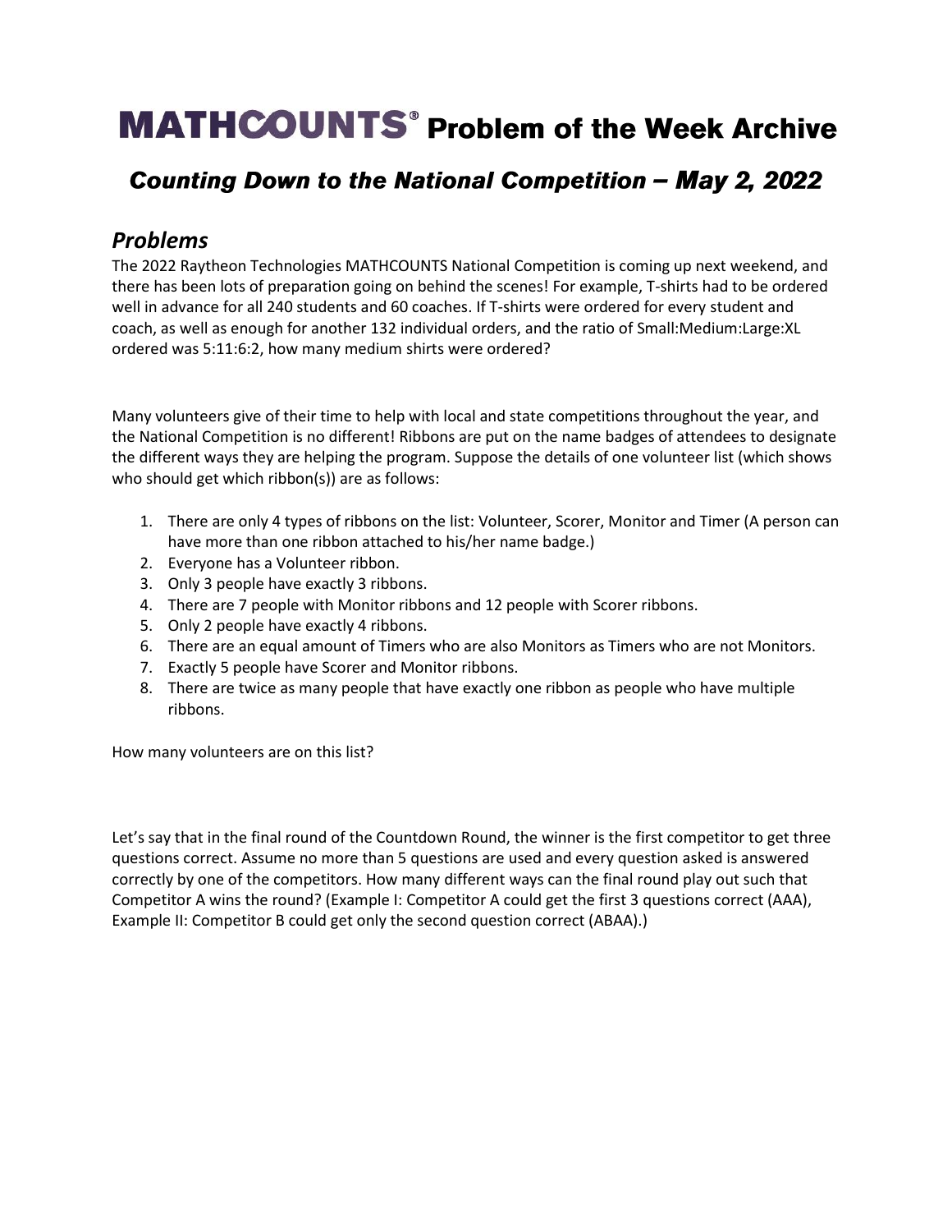# MATHCOUNTS® Problem of the Week Archive

## *Counting Down to the National Competition – May 2, 2022*

## *Problems*

The 2022 Raytheon Technologies MATHCOUNTS National Competition is coming up next weekend, and there has been lots of preparation going on behind the scenes! For example, T-shirts had to be ordered well in advance for all 240 students and 60 coaches. If T-shirts were ordered for every student and coach, as well as enough for another 132 individual orders, and the ratio of Small:Medium:Large:XL ordered was 5:11:6:2, how many medium shirts were ordered?

Many volunteers give of their time to help with local and state competitions throughout the year, and the National Competition is no different! Ribbons are put on the name badges of attendees to designate the different ways they are helping the program. Suppose the details of one volunteer list (which shows who should get which ribbon(s)) are as follows:

1. There are only 4 types of ribbons on the list: Volunteer, Scorer, Monitor and Timer (A person can have more than one ribbon attached to his/her name badge.)
2. Everyone has a Volunteer ribbon.
3. Only 3 people have exactly 3 ribbons.
4. There are 7 people with Monitor ribbons and 12 people with Scorer ribbons.
5. Only 2 people have exactly 4 ribbons.
6. There are an equal amount of Timers who are also Monitors as Timers who are not Monitors.
7. Exactly 5 people have Scorer and Monitor ribbons.
8. There are twice as many people that have exactly one ribbon as people who have multiple ribbons.

How many volunteers are on this list?

Let's say that in the final round of the Countdown Round, the winner is the first competitor to get three questions correct. Assume no more than 5 questions are used and every question asked is answered correctly by one of the competitors. How many different ways can the final round play out such that Competitor A wins the round? (Example I: Competitor A could get the first 3 questions correct (AAA), Example II: Competitor B could get only the second question correct (ABAA).)